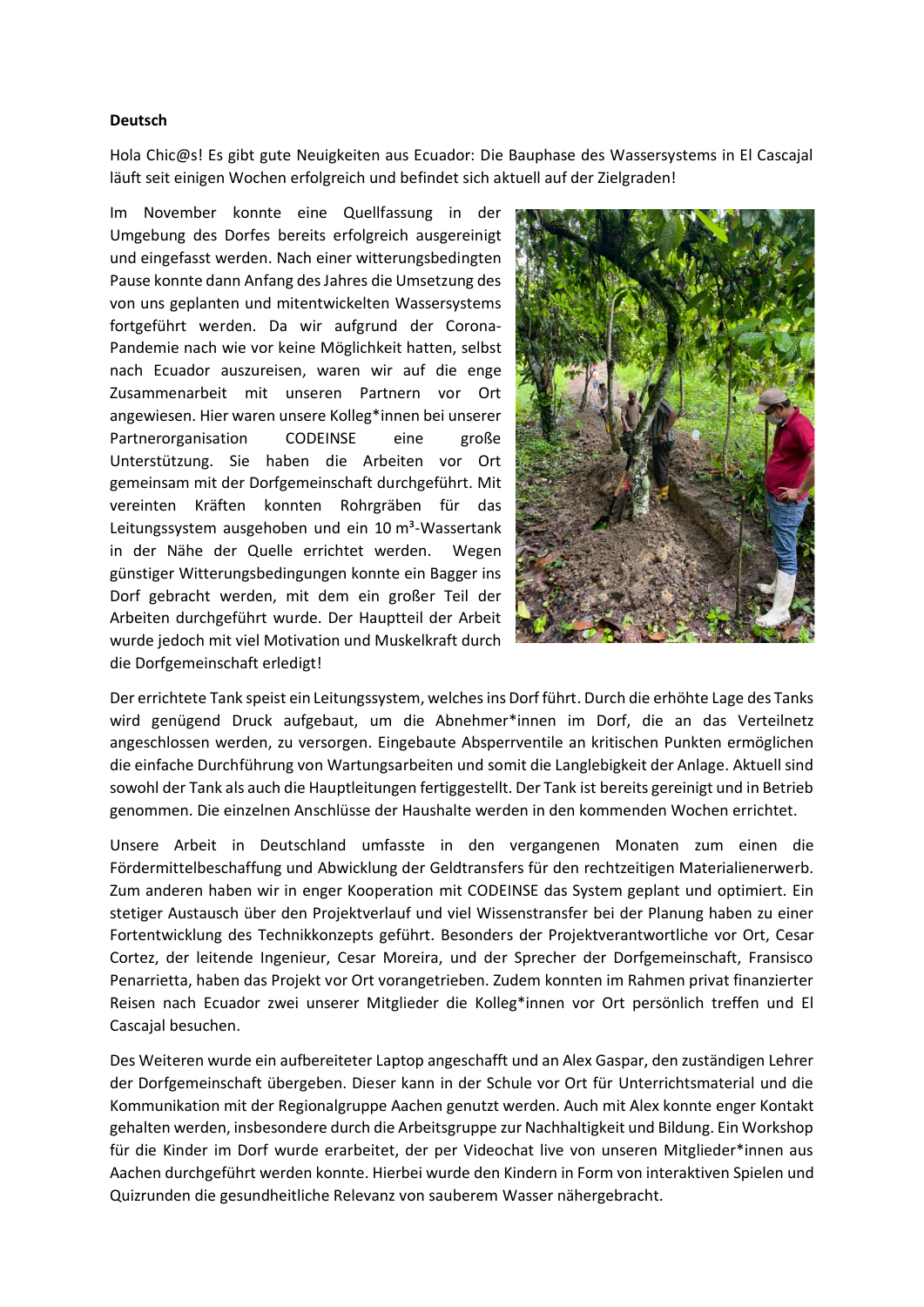**Deutsch**

Hola Chic@s! Es gibt gute Neuigkeiten aus Ecuador: Die Bauphase des Wassersystems in El Cascajal läuft seit einigen Wochen erfolgreich und befindet sich aktuell auf der Zielgraden!

Im November konnte eine Quellfassung in der Umgebung des Dorfes bereits erfolgreich ausgereinigt und eingefasst werden. Nach einer witterungsbedingten Pause konnte dann Anfang des Jahres die Umsetzung des von uns geplanten und mitentwickelten Wassersystems fortgeführt werden. Da wir aufgrund der Corona-Pandemie nach wie vor keine Möglichkeit hatten, selbst nach Ecuador auszureisen, waren wir auf die enge Zusammenarbeit mit unseren Partnern vor Ort angewiesen. Hier waren unsere Kolleg*innen bei unserer Partnerorganisation CODEINSE eine große Unterstützung. Sie haben die Arbeiten vor Ort gemeinsam mit der Dorfgemeinschaft durchgeführt. Mit vereinten Kräften konnten Rohrgräben für das Leitungssystem ausgehoben und ein 10 m³-Wassertank in der Nähe der Quelle errichtet werden. Wegen günstiger Witterungsbedingungen konnte ein Bagger ins Dorf gebracht werden, mit dem ein großer Teil der Arbeiten durchgeführt wurde. Der Hauptteil der Arbeit wurde jedoch mit viel Motivation und Muskelkraft durch die Dorfgemeinschaft erledigt!

Der errichtete Tank speist ein Leitungssystem, welches ins Dorf führt. Durch die erhöhte Lage des Tanks wird genügend Druck aufgebaut, um die Abnehmer*innen im Dorf, die an das Verteilnetz angeschlossen werden, zu versorgen. Eingebaute Absperrventile an kritischen Punkten ermöglichen die einfache Durchführung von Wartungsarbeiten und somit die Langlebigkeit der Anlage. Aktuell sind sowohl der Tank als auch die Hauptleitungen fertiggestellt. Der Tank ist bereits gereinigt und in Betrieb genommen. Die einzelnen Anschlüsse der Haushalte werden in den kommenden Wochen errichtet.

Unsere Arbeit in Deutschland umfasste in den vergangenen Monaten zum einen die Fördermittelbeschaffung und Abwicklung der Geldtransfers für den rechtzeitigen Materialienerwerb. Zum anderen haben wir in enger Kooperation mit CODEINSE das System geplant und optimiert. Ein stetiger Austausch über den Projektverlauf und viel Wissenstransfer bei der Planung haben zu einer Fortentwicklung des Technikkonzepts geführt. Besonders der Projektverantwortliche vor Ort, Cesar Cortez, der leitende Ingenieur, Cesar Moreira, und der Sprecher der Dorfgemeinschaft, Fransisco Penarrietta, haben das Projekt vor Ort vorangetrieben. Zudem konnten im Rahmen privat finanzierter Reisen nach Ecuador zwei unserer Mitglieder die Kolleg*innen vor Ort persönlich treffen und El Cascajal besuchen.

Des Weiteren wurde ein aufbereiteter Laptop angeschafft und an Alex Gaspar, den zuständigen Lehrer der Dorfgemeinschaft übergeben. Dieser kann in der Schule vor Ort für Unterrichtsmaterial und die Kommunikation mit der Regionalgruppe Aachen genutzt werden. Auch mit Alex konnte enger Kontakt gehalten werden, insbesondere durch die Arbeitsgruppe zur Nachhaltigkeit und Bildung. Ein Workshop für die Kinder im Dorf wurde erarbeitet, der per Videochat live von unseren Mitglieder*innen aus Aachen durchgeführt werden konnte. Hierbei wurde den Kindern in Form von interaktiven Spielen und Quizrunden die gesundheitliche Relevanz von sauberem Wasser nähergebracht.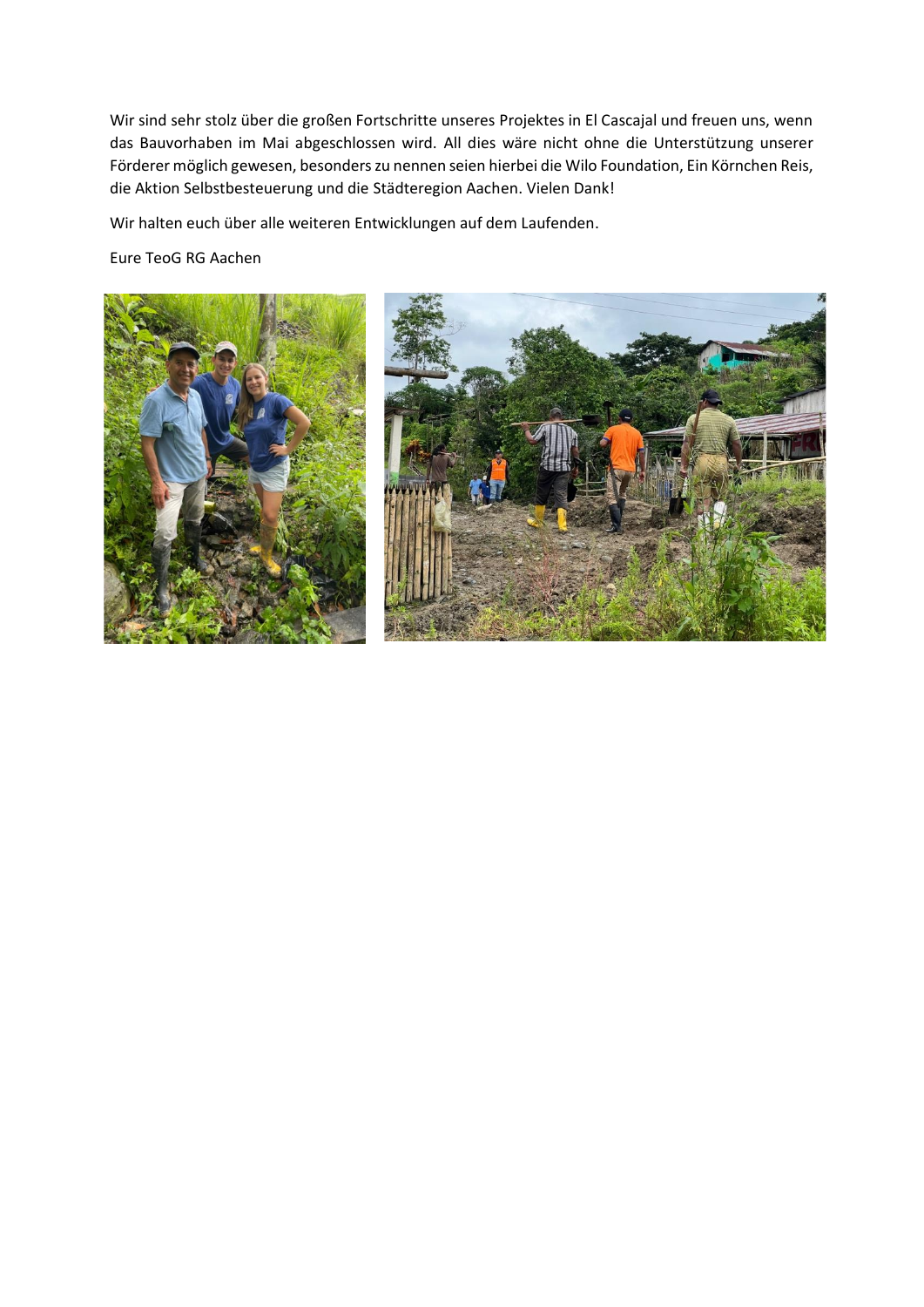Wir sind sehr stolz über die großen Fortschritte unseres Projektes in El Cascajal und freuen uns, wenn das Bauvorhaben im Mai abgeschlossen wird. All dies wäre nicht ohne die Unterstützung unserer Förderer möglich gewesen, besonders zu nennen seien hierbei die Wilo Foundation, Ein Körnchen Reis, die Aktion Selbstbesteuerung und die Städteregion Aachen. Vielen Dank!

Wir halten euch über alle weiteren Entwicklungen auf dem Laufenden.

Eure TeoG RG Aachen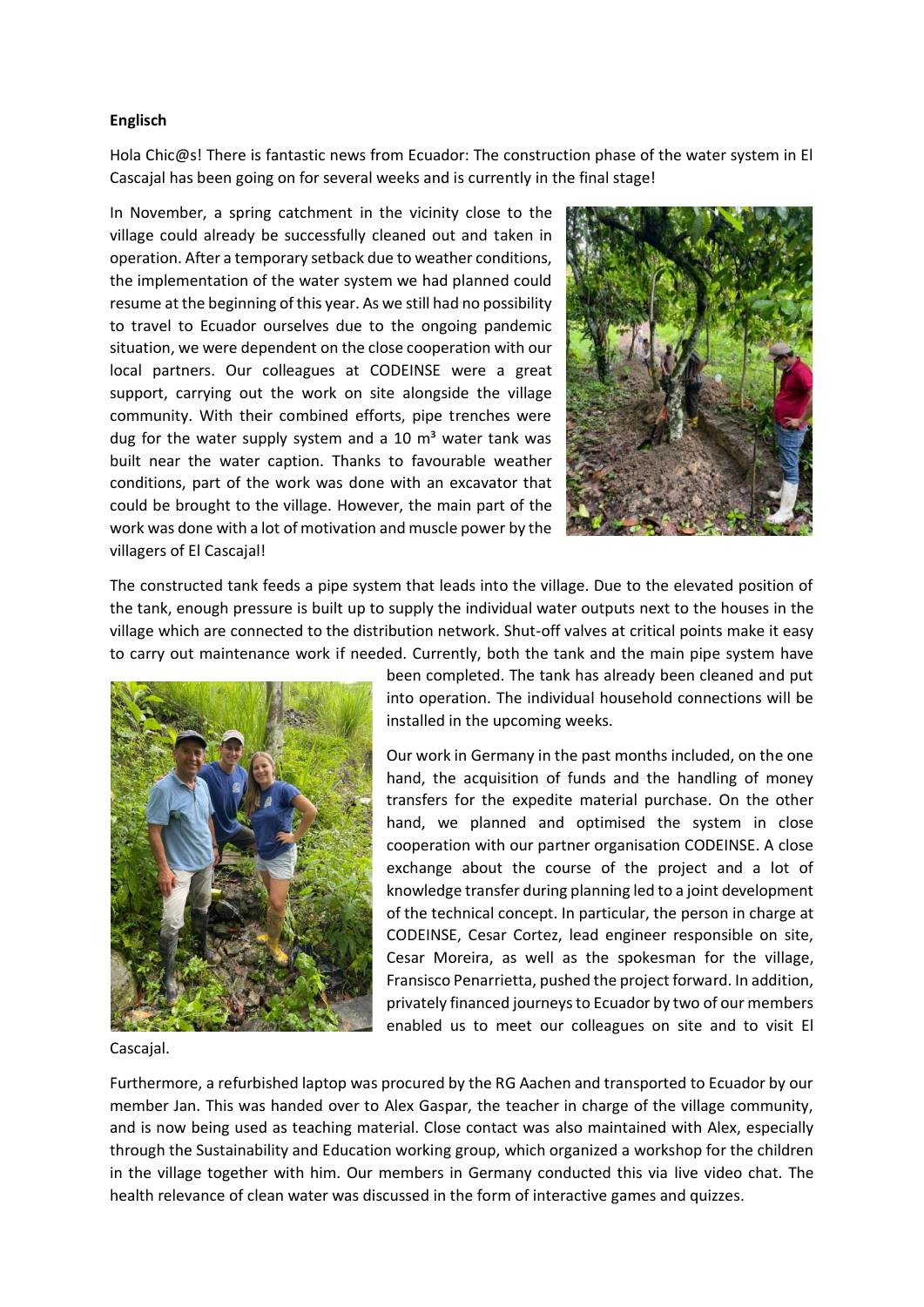**Englisch**

Hola Chic@s! There is fantastic news from Ecuador: The construction phase of the water system in El Cascajal has been going on for several weeks and is currently in the final stage!

In November, a spring catchment in the vicinity close to the village could already be successfully cleaned out and taken in operation. After a temporary setback due to weather conditions, the implementation of the water system we had planned could resume at the beginning of this year. As we still had no possibility to travel to Ecuador ourselves due to the ongoing pandemic situation, we were dependent on the close cooperation with our local partners. Our colleagues at CODEINSE were a great support, carrying out the work on site alongside the village community. With their combined efforts, pipe trenches were dug for the water supply system and a 10 m³ water tank was built near the water caption. Thanks to favourable weather conditions, part of the work was done with an excavator that could be brought to the village. However, the main part of the work was done with a lot of motivation and muscle power by the villagers of El Cascajal!

The constructed tank feeds a pipe system that leads into the village. Due to the elevated position of the tank, enough pressure is built up to supply the individual water outputs next to the houses in the village which are connected to the distribution network. Shut-off valves at critical points make it easy to carry out maintenance work if needed. Currently, both the tank and the main pipe system have been completed. The tank has already been cleaned and put into operation. The individual household connections will be installed in the upcoming weeks.

Our work in Germany in the past months included, on the one hand, the acquisition of funds and the handling of money transfers for the expedite material purchase. On the other hand, we planned and optimised the system in close cooperation with our partner organisation CODEINSE. A close exchange about the course of the project and a lot of knowledge transfer during planning led to a joint development of the technical concept. In particular, the person in charge at CODEINSE, Cesar Cortez, lead engineer responsible on site, Cesar Moreira, as well as the spokesman for the village, Fransisco Penarrietta, pushed the project forward. In addition, privately financed journeys to Ecuador by two of our members enabled us to meet our colleagues on site and to visit El Cascajal.

Furthermore, a refurbished laptop was procured by the RG Aachen and transported to Ecuador by our member Jan. This was handed over to Alex Gaspar, the teacher in charge of the village community, and is now being used as teaching material. Close contact was also maintained with Alex, especially through the Sustainability and Education working group, which organized a workshop for the children in the village together with him. Our members in Germany conducted this via live video chat. The health relevance of clean water was discussed in the form of interactive games and quizzes.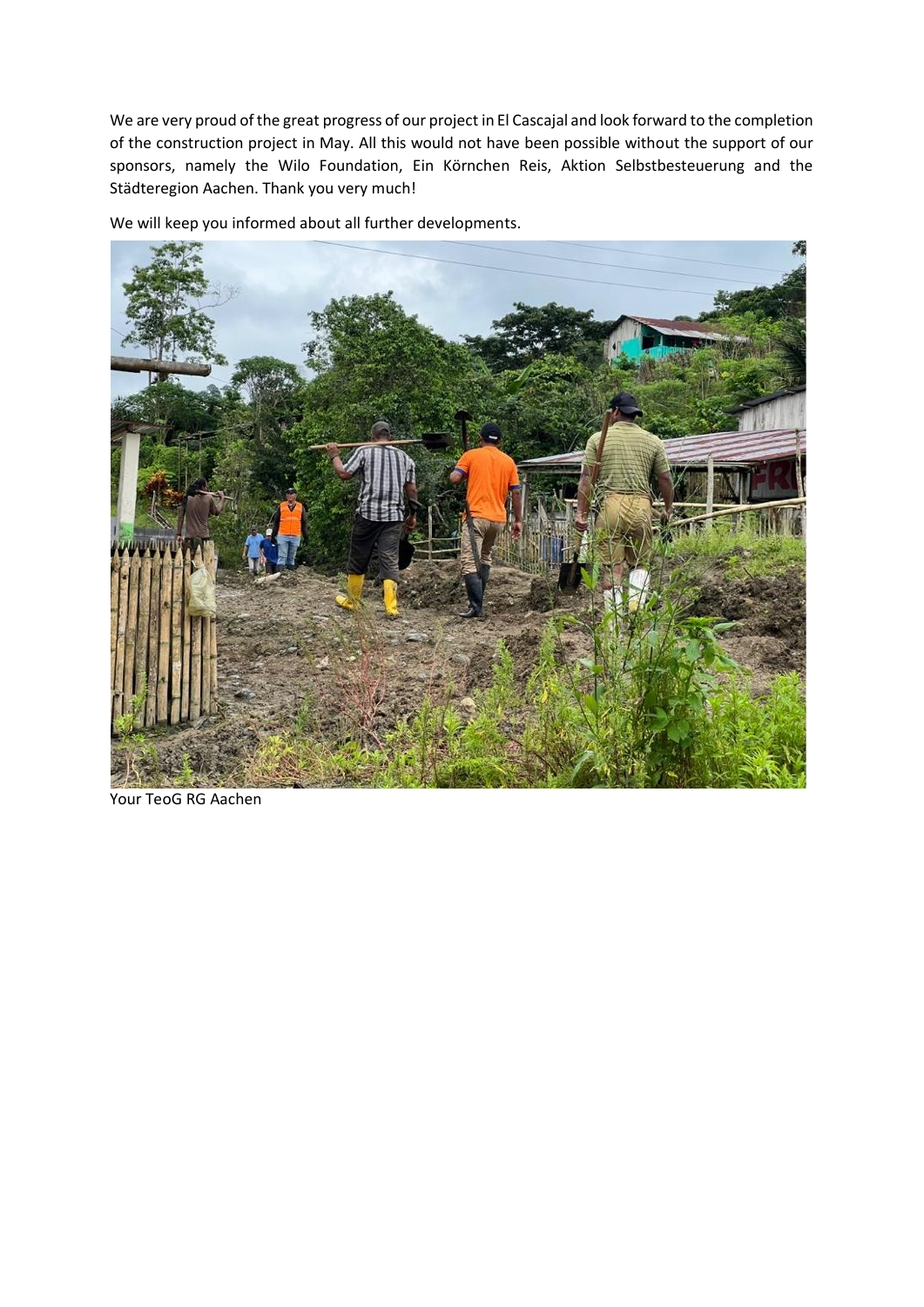We are very proud of the great progress of our project in El Cascajal and look forward to the completion of the construction project in May. All this would not have been possible without the support of our sponsors, namely the Wilo Foundation, Ein Körnchen Reis, Aktion Selbstbesteuerung and the Städteregion Aachen. Thank you very much!

We will keep you informed about all further developments.

Your TeoG RG Aachen